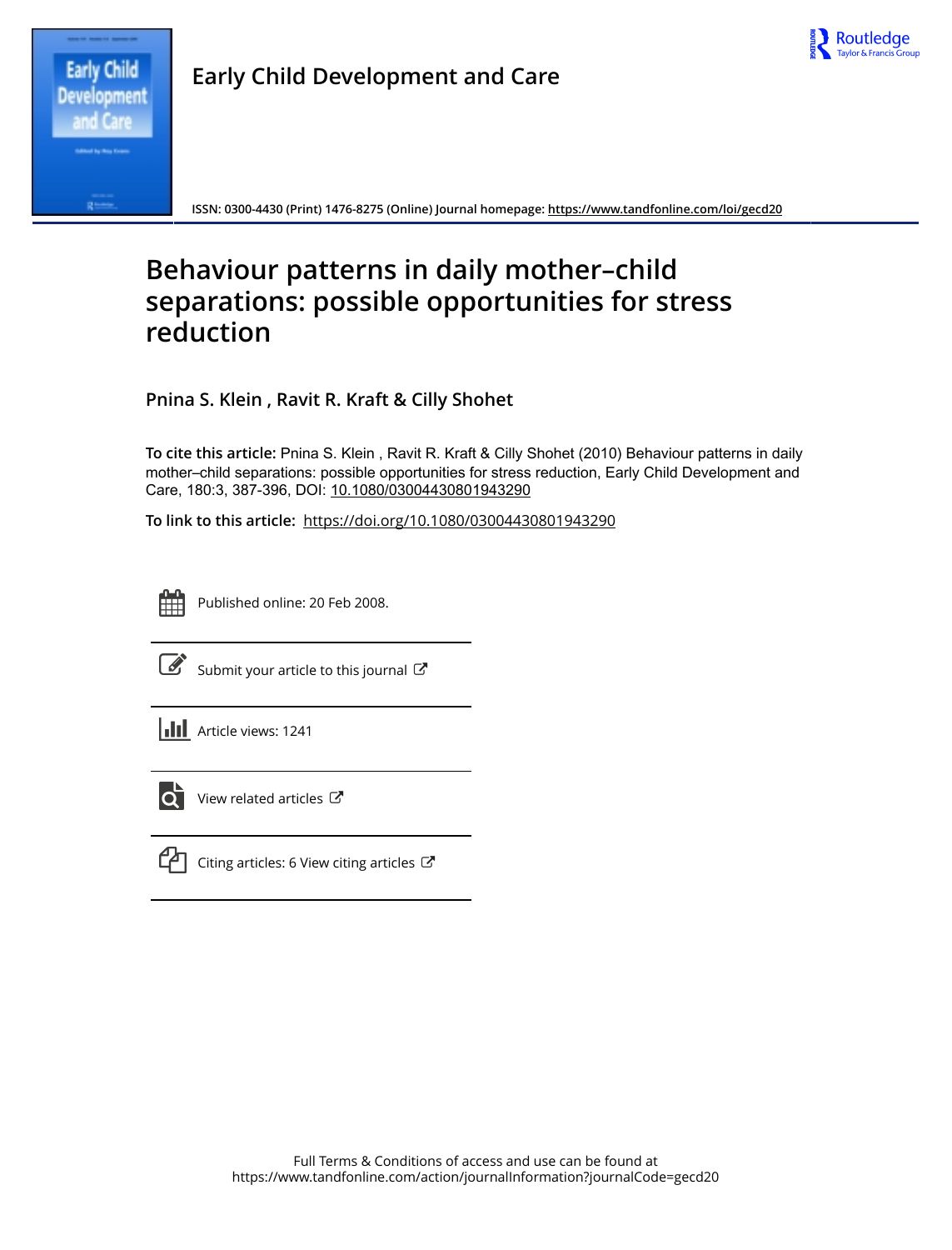Early Child Development and Care

ISSN: 0300-4430 (Print) 1476-8275 (Online) Journal homepage: https://www.tandfonline.com/loi/gecd20

# Behaviour patterns in daily mother–child separations: possible opportunities for stress reduction

Pnina S. Klein , Ravit R. Kraft & Cilly Shohet

**To cite this article:** Pnina S. Klein , Ravit R. Kraft & Cilly Shohet (2010) Behaviour patterns in daily mother–child separations: possible opportunities for stress reduction, Early Child Development and Care, 180:3, 387-396, DOI: 10.1080/03004430801943290

**To link to this article:** https://doi.org/10.1080/03004430801943290

Published online: 20 Feb 2008.

Submit your article to this journal

Article views: 1241

View related articles

Citing articles: 6 View citing articles

Full Terms & Conditions of access and use can be found at https://www.tandfonline.com/action/journalInformation?journalCode=gecd20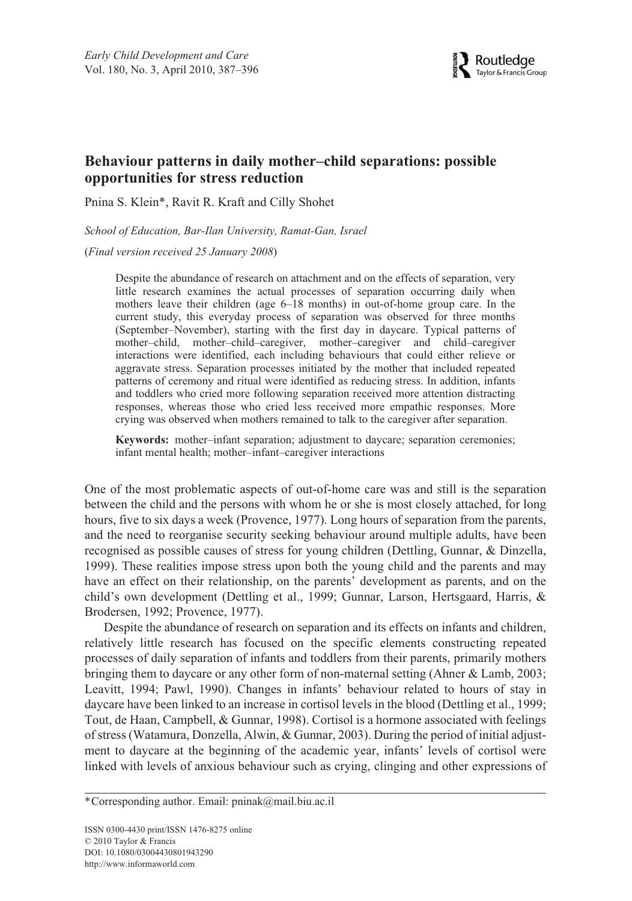# Behaviour patterns in daily mother–child separations: possible opportunities for stress reduction

Pnina S. Klein*, Ravit R. Kraft and Cilly Shohet

*School of Education, Bar-Ilan University, Ramat-Gan, Israel*

(*Final version received 25 January 2008*)

Despite the abundance of research on attachment and on the effects of separation, very little research examines the actual processes of separation occurring daily when mothers leave their children (age 6–18 months) in out-of-home group care. In the current study, this everyday process of separation was observed for three months (September–November), starting with the first day in daycare. Typical patterns of mother–child, mother–child–caregiver, mother–caregiver and child–caregiver interactions were identified, each including behaviours that could either relieve or aggravate stress. Separation processes initiated by the mother that included repeated patterns of ceremony and ritual were identified as reducing stress. In addition, infants and toddlers who cried more following separation received more attention distracting responses, whereas those who cried less received more empathic responses. More crying was observed when mothers remained to talk to the caregiver after separation.

**Keywords:** mother–infant separation; adjustment to daycare; separation ceremonies; infant mental health; mother–infant–caregiver interactions

One of the most problematic aspects of out-of-home care was and still is the separation between the child and the persons with whom he or she is most closely attached, for long hours, five to six days a week (Provence, 1977). Long hours of separation from the parents, and the need to reorganise security seeking behaviour around multiple adults, have been recognised as possible causes of stress for young children (Dettling, Gunnar, & Dinzella, 1999). These realities impose stress upon both the young child and the parents and may have an effect on their relationship, on the parents' development as parents, and on the child's own development (Dettling et al., 1999; Gunnar, Larson, Hertsgaard, Harris, & Brodersen, 1992; Provence, 1977).

Despite the abundance of research on separation and its effects on infants and children, relatively little research has focused on the specific elements constructing repeated processes of daily separation of infants and toddlers from their parents, primarily mothers bringing them to daycare or any other form of non-maternal setting (Ahner & Lamb, 2003; Leavitt, 1994; Pawl, 1990). Changes in infants' behaviour related to hours of stay in daycare have been linked to an increase in cortisol levels in the blood (Dettling et al., 1999; Tout, de Haan, Campbell, & Gunnar, 1998). Cortisol is a hormone associated with feelings of stress (Watamura, Donzella, Alwin, & Gunnar, 2003). During the period of initial adjustment to daycare at the beginning of the academic year, infants' levels of cortisol were linked with levels of anxious behaviour such as crying, clinging and other expressions of

*Corresponding author. Email: pninak@mail.biu.ac.il

ISSN 0300-4430 print/ISSN 1476-8275 online
© 2010 Taylor & Francis
DOI: 10.1080/03004430801943290
http://www.informaworld.com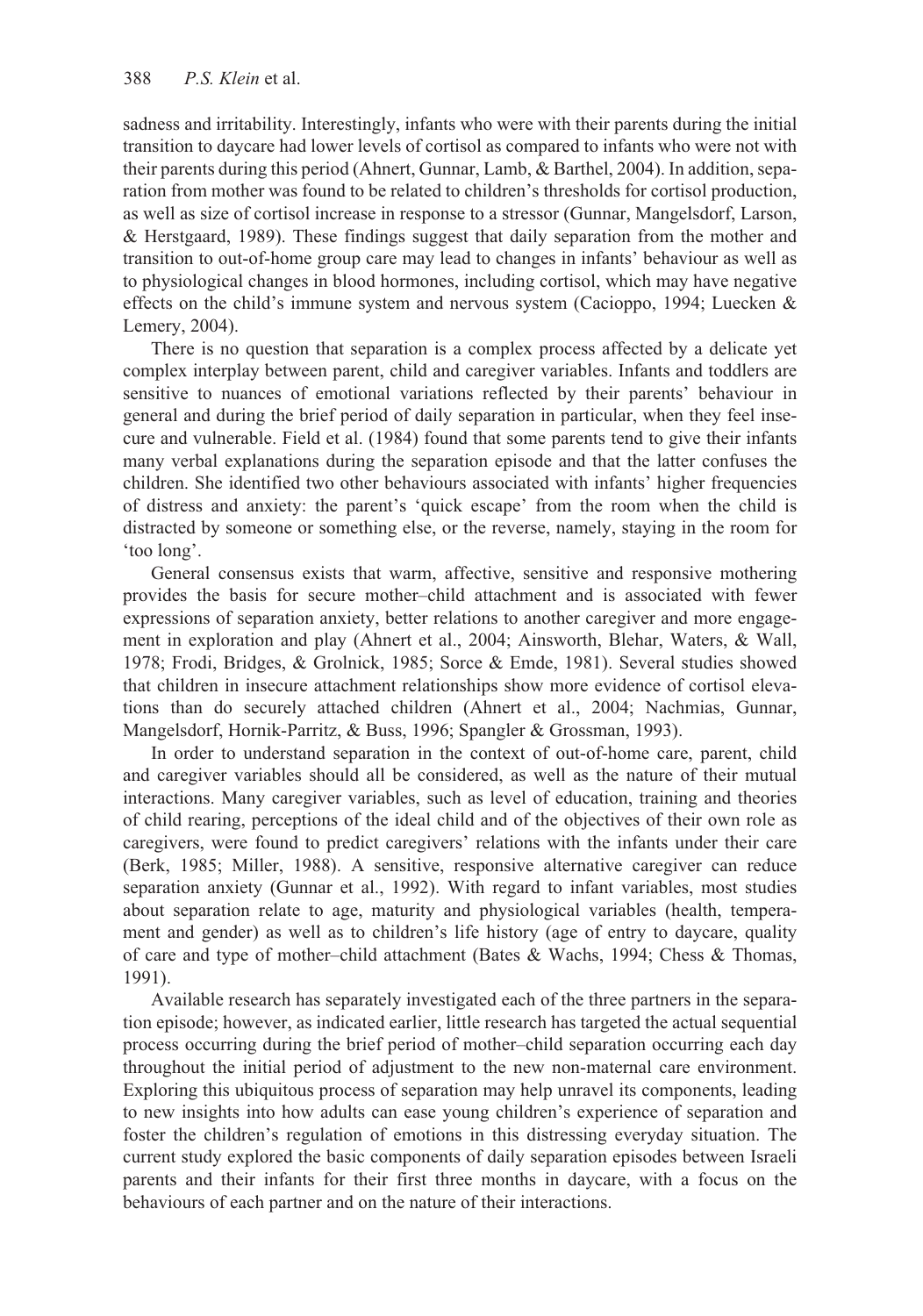sadness and irritability. Interestingly, infants who were with their parents during the initial transition to daycare had lower levels of cortisol as compared to infants who were not with their parents during this period (Ahnert, Gunnar, Lamb, & Barthel, 2004). In addition, separation from mother was found to be related to children's thresholds for cortisol production, as well as size of cortisol increase in response to a stressor (Gunnar, Mangelsdorf, Larson, & Herstgaard, 1989). These findings suggest that daily separation from the mother and transition to out-of-home group care may lead to changes in infants' behaviour as well as to physiological changes in blood hormones, including cortisol, which may have negative effects on the child's immune system and nervous system (Cacioppo, 1994; Luecken & Lemery, 2004).

There is no question that separation is a complex process affected by a delicate yet complex interplay between parent, child and caregiver variables. Infants and toddlers are sensitive to nuances of emotional variations reflected by their parents' behaviour in general and during the brief period of daily separation in particular, when they feel insecure and vulnerable. Field et al. (1984) found that some parents tend to give their infants many verbal explanations during the separation episode and that the latter confuses the children. She identified two other behaviours associated with infants' higher frequencies of distress and anxiety: the parent's 'quick escape' from the room when the child is distracted by someone or something else, or the reverse, namely, staying in the room for 'too long'.

General consensus exists that warm, affective, sensitive and responsive mothering provides the basis for secure mother–child attachment and is associated with fewer expressions of separation anxiety, better relations to another caregiver and more engagement in exploration and play (Ahnert et al., 2004; Ainsworth, Blehar, Waters, & Wall, 1978; Frodi, Bridges, & Grolnick, 1985; Sorce & Emde, 1981). Several studies showed that children in insecure attachment relationships show more evidence of cortisol elevations than do securely attached children (Ahnert et al., 2004; Nachmias, Gunnar, Mangelsdorf, Hornik-Parritz, & Buss, 1996; Spangler & Grossman, 1993).

In order to understand separation in the context of out-of-home care, parent, child and caregiver variables should all be considered, as well as the nature of their mutual interactions. Many caregiver variables, such as level of education, training and theories of child rearing, perceptions of the ideal child and of the objectives of their own role as caregivers, were found to predict caregivers' relations with the infants under their care (Berk, 1985; Miller, 1988). A sensitive, responsive alternative caregiver can reduce separation anxiety (Gunnar et al., 1992). With regard to infant variables, most studies about separation relate to age, maturity and physiological variables (health, temperament and gender) as well as to children's life history (age of entry to daycare, quality of care and type of mother–child attachment (Bates & Wachs, 1994; Chess & Thomas, 1991).

Available research has separately investigated each of the three partners in the separation episode; however, as indicated earlier, little research has targeted the actual sequential process occurring during the brief period of mother–child separation occurring each day throughout the initial period of adjustment to the new non-maternal care environment. Exploring this ubiquitous process of separation may help unravel its components, leading to new insights into how adults can ease young children's experience of separation and foster the children's regulation of emotions in this distressing everyday situation. The current study explored the basic components of daily separation episodes between Israeli parents and their infants for their first three months in daycare, with a focus on the behaviours of each partner and on the nature of their interactions.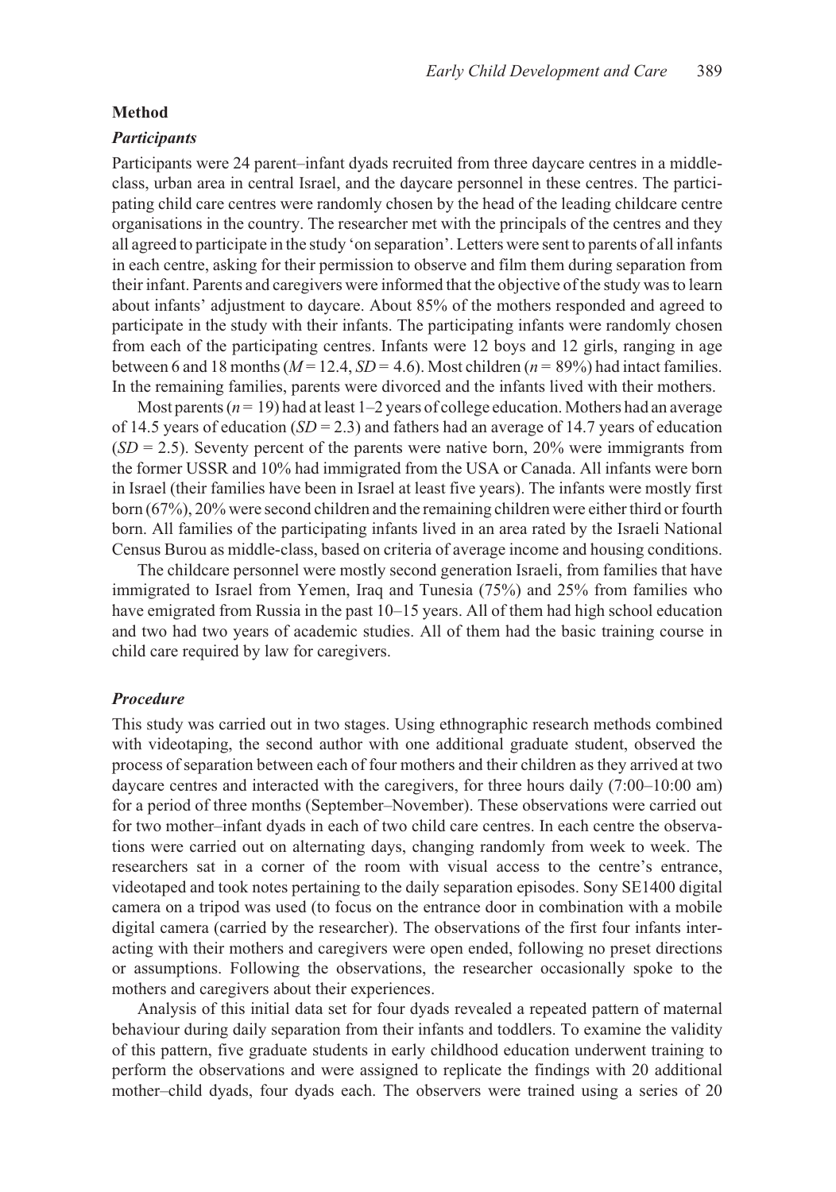## Method

### *Participants*

Participants were 24 parent–infant dyads recruited from three daycare centres in a middle-class, urban area in central Israel, and the daycare personnel in these centres. The participating child care centres were randomly chosen by the head of the leading childcare centre organisations in the country. The researcher met with the principals of the centres and they all agreed to participate in the study 'on separation'. Letters were sent to parents of all infants in each centre, asking for their permission to observe and film them during separation from their infant. Parents and caregivers were informed that the objective of the study was to learn about infants' adjustment to daycare. About 85% of the mothers responded and agreed to participate in the study with their infants. The participating infants were randomly chosen from each of the participating centres. Infants were 12 boys and 12 girls, ranging in age between 6 and 18 months ($M = 12.4$, $SD = 4.6$). Most children ($n = 89\%$) had intact families. In the remaining families, parents were divorced and the infants lived with their mothers.

Most parents ($n = 19$) had at least 1–2 years of college education. Mothers had an average of 14.5 years of education ($SD = 2.3$) and fathers had an average of 14.7 years of education ($SD = 2.5$). Seventy percent of the parents were native born, 20% were immigrants from the former USSR and 10% had immigrated from the USA or Canada. All infants were born in Israel (their families have been in Israel at least five years). The infants were mostly first born (67%), 20% were second children and the remaining children were either third or fourth born. All families of the participating infants lived in an area rated by the Israeli National Census Burou as middle-class, based on criteria of average income and housing conditions.

The childcare personnel were mostly second generation Israeli, from families that have immigrated to Israel from Yemen, Iraq and Tunesia (75%) and 25% from families who have emigrated from Russia in the past 10–15 years. All of them had high school education and two had two years of academic studies. All of them had the basic training course in child care required by law for caregivers.

### *Procedure*

This study was carried out in two stages. Using ethnographic research methods combined with videotaping, the second author with one additional graduate student, observed the process of separation between each of four mothers and their children as they arrived at two daycare centres and interacted with the caregivers, for three hours daily (7:00–10:00 am) for a period of three months (September–November). These observations were carried out for two mother–infant dyads in each of two child care centres. In each centre the observations were carried out on alternating days, changing randomly from week to week. The researchers sat in a corner of the room with visual access to the centre's entrance, videotaped and took notes pertaining to the daily separation episodes. Sony SE1400 digital camera on a tripod was used (to focus on the entrance door in combination with a mobile digital camera (carried by the researcher). The observations of the first four infants interacting with their mothers and caregivers were open ended, following no preset directions or assumptions. Following the observations, the researcher occasionally spoke to the mothers and caregivers about their experiences.

Analysis of this initial data set for four dyads revealed a repeated pattern of maternal behaviour during daily separation from their infants and toddlers. To examine the validity of this pattern, five graduate students in early childhood education underwent training to perform the observations and were assigned to replicate the findings with 20 additional mother–child dyads, four dyads each. The observers were trained using a series of 20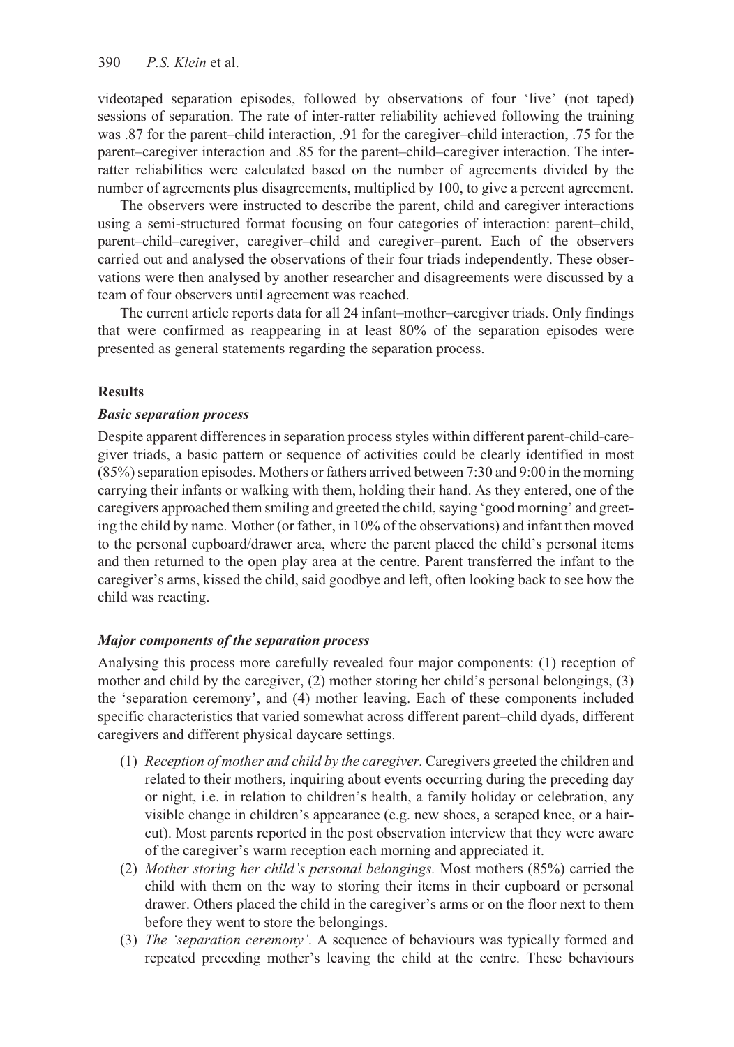videotaped separation episodes, followed by observations of four 'live' (not taped) sessions of separation. The rate of inter-ratter reliability achieved following the training was .87 for the parent–child interaction, .91 for the caregiver–child interaction, .75 for the parent–caregiver interaction and .85 for the parent–child–caregiver interaction. The inter-ratter reliabilities were calculated based on the number of agreements divided by the number of agreements plus disagreements, multiplied by 100, to give a percent agreement.

The observers were instructed to describe the parent, child and caregiver interactions using a semi-structured format focusing on four categories of interaction: parent–child, parent–child–caregiver, caregiver–child and caregiver–parent. Each of the observers carried out and analysed the observations of their four triads independently. These observations were then analysed by another researcher and disagreements were discussed by a team of four observers until agreement was reached.

The current article reports data for all 24 infant–mother–caregiver triads. Only findings that were confirmed as reappearing in at least 80% of the separation episodes were presented as general statements regarding the separation process.

## Results

### *Basic separation process*

Despite apparent differences in separation process styles within different parent-child-caregiver triads, a basic pattern or sequence of activities could be clearly identified in most (85%) separation episodes. Mothers or fathers arrived between 7:30 and 9:00 in the morning carrying their infants or walking with them, holding their hand. As they entered, one of the caregivers approached them smiling and greeted the child, saying 'good morning' and greeting the child by name. Mother (or father, in 10% of the observations) and infant then moved to the personal cupboard/drawer area, where the parent placed the child's personal items and then returned to the open play area at the centre. Parent transferred the infant to the caregiver's arms, kissed the child, said goodbye and left, often looking back to see how the child was reacting.

### *Major components of the separation process*

Analysing this process more carefully revealed four major components: (1) reception of mother and child by the caregiver, (2) mother storing her child's personal belongings, (3) the 'separation ceremony', and (4) mother leaving. Each of these components included specific characteristics that varied somewhat across different parent–child dyads, different caregivers and different physical daycare settings.

1. *Reception of mother and child by the caregiver.* Caregivers greeted the children and related to their mothers, inquiring about events occurring during the preceding day or night, i.e. in relation to children's health, a family holiday or celebration, any visible change in children's appearance (e.g. new shoes, a scraped knee, or a haircut). Most parents reported in the post observation interview that they were aware of the caregiver's warm reception each morning and appreciated it.
2. *Mother storing her child's personal belongings.* Most mothers (85%) carried the child with them on the way to storing their items in their cupboard or personal drawer. Others placed the child in the caregiver's arms or on the floor next to them before they went to store the belongings.
3. *The 'separation ceremony'.* A sequence of behaviours was typically formed and repeated preceding mother's leaving the child at the centre. These behaviours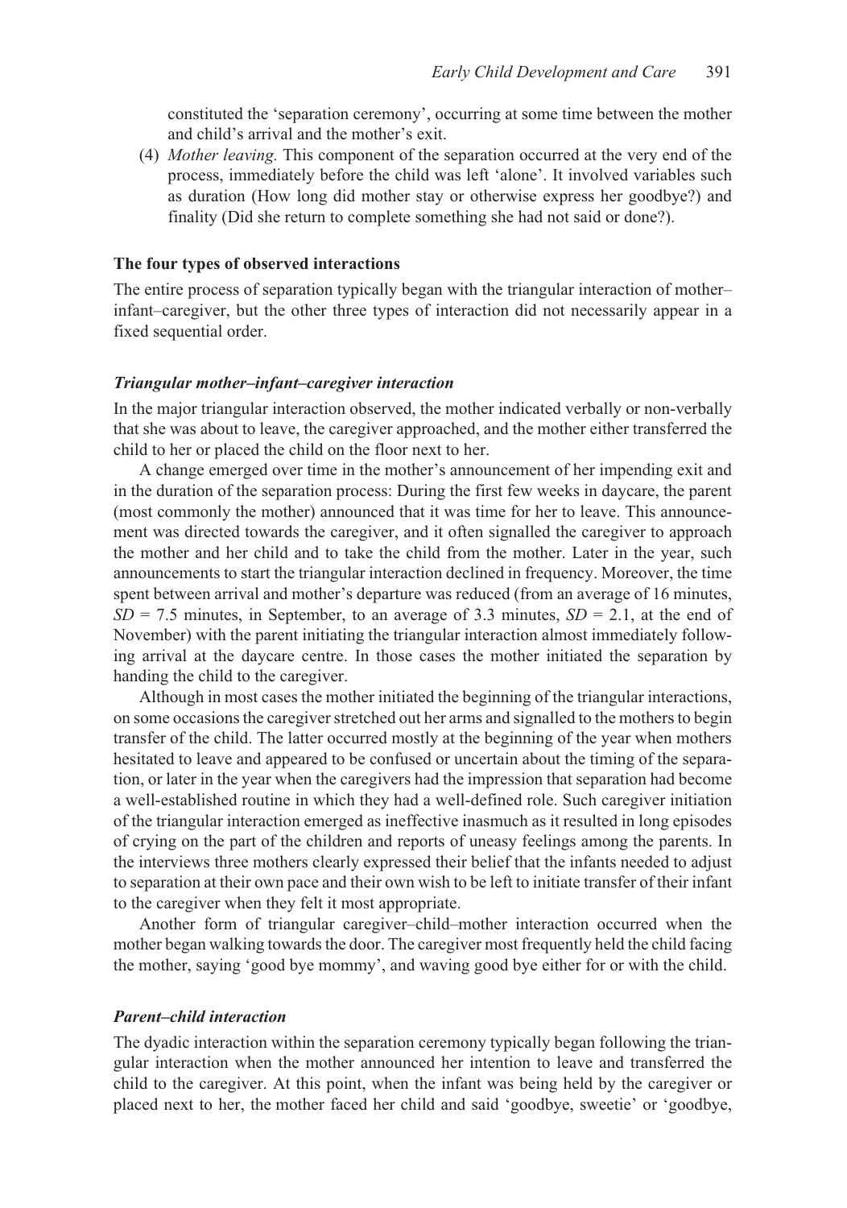constituted the 'separation ceremony', occurring at some time between the mother and child's arrival and the mother's exit.

(4) *Mother leaving.* This component of the separation occurred at the very end of the process, immediately before the child was left 'alone'. It involved variables such as duration (How long did mother stay or otherwise express her goodbye?) and finality (Did she return to complete something she had not said or done?).

### The four types of observed interactions

The entire process of separation typically began with the triangular interaction of mother–infant–caregiver, but the other three types of interaction did not necessarily appear in a fixed sequential order.

#### *Triangular mother–infant–caregiver interaction*

In the major triangular interaction observed, the mother indicated verbally or non-verbally that she was about to leave, the caregiver approached, and the mother either transferred the child to her or placed the child on the floor next to her.

A change emerged over time in the mother's announcement of her impending exit and in the duration of the separation process: During the first few weeks in daycare, the parent (most commonly the mother) announced that it was time for her to leave. This announcement was directed towards the caregiver, and it often signalled the caregiver to approach the mother and her child and to take the child from the mother. Later in the year, such announcements to start the triangular interaction declined in frequency. Moreover, the time spent between arrival and mother's departure was reduced (from an average of 16 minutes, $SD = 7.5$ minutes, in September, to an average of 3.3 minutes, $SD = 2.1$, at the end of November) with the parent initiating the triangular interaction almost immediately following arrival at the daycare centre. In those cases the mother initiated the separation by handing the child to the caregiver.

Although in most cases the mother initiated the beginning of the triangular interactions, on some occasions the caregiver stretched out her arms and signalled to the mothers to begin transfer of the child. The latter occurred mostly at the beginning of the year when mothers hesitated to leave and appeared to be confused or uncertain about the timing of the separation, or later in the year when the caregivers had the impression that separation had become a well-established routine in which they had a well-defined role. Such caregiver initiation of the triangular interaction emerged as ineffective inasmuch as it resulted in long episodes of crying on the part of the children and reports of uneasy feelings among the parents. In the interviews three mothers clearly expressed their belief that the infants needed to adjust to separation at their own pace and their own wish to be left to initiate transfer of their infant to the caregiver when they felt it most appropriate.

Another form of triangular caregiver–child–mother interaction occurred when the mother began walking towards the door. The caregiver most frequently held the child facing the mother, saying 'good bye mommy', and waving good bye either for or with the child.

#### *Parent–child interaction*

The dyadic interaction within the separation ceremony typically began following the triangular interaction when the mother announced her intention to leave and transferred the child to the caregiver. At this point, when the infant was being held by the caregiver or placed next to her, the mother faced her child and said 'goodbye, sweetie' or 'goodbye,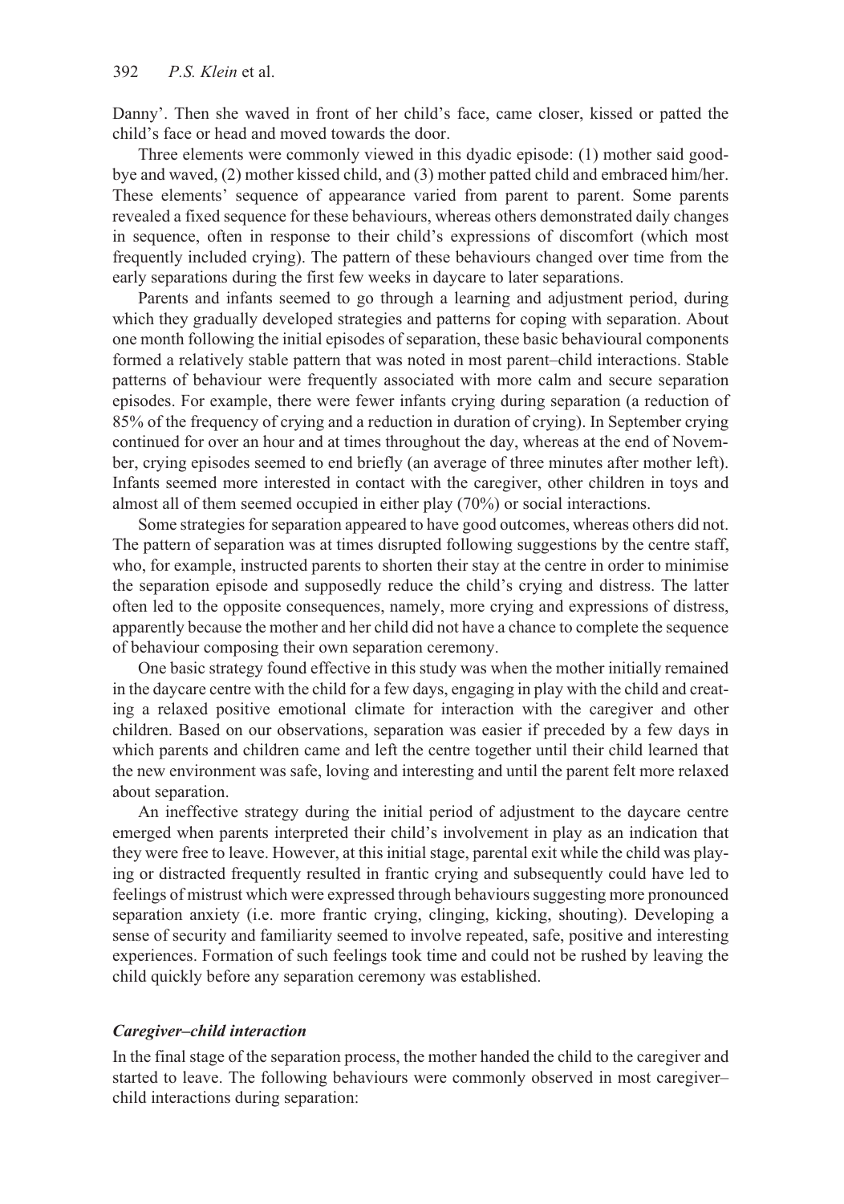Danny'. Then she waved in front of her child's face, came closer, kissed or patted the child's face or head and moved towards the door.

Three elements were commonly viewed in this dyadic episode: (1) mother said goodbye and waved, (2) mother kissed child, and (3) mother patted child and embraced him/her. These elements' sequence of appearance varied from parent to parent. Some parents revealed a fixed sequence for these behaviours, whereas others demonstrated daily changes in sequence, often in response to their child's expressions of discomfort (which most frequently included crying). The pattern of these behaviours changed over time from the early separations during the first few weeks in daycare to later separations.

Parents and infants seemed to go through a learning and adjustment period, during which they gradually developed strategies and patterns for coping with separation. About one month following the initial episodes of separation, these basic behavioural components formed a relatively stable pattern that was noted in most parent–child interactions. Stable patterns of behaviour were frequently associated with more calm and secure separation episodes. For example, there were fewer infants crying during separation (a reduction of 85% of the frequency of crying and a reduction in duration of crying). In September crying continued for over an hour and at times throughout the day, whereas at the end of November, crying episodes seemed to end briefly (an average of three minutes after mother left). Infants seemed more interested in contact with the caregiver, other children in toys and almost all of them seemed occupied in either play (70%) or social interactions.

Some strategies for separation appeared to have good outcomes, whereas others did not. The pattern of separation was at times disrupted following suggestions by the centre staff, who, for example, instructed parents to shorten their stay at the centre in order to minimise the separation episode and supposedly reduce the child's crying and distress. The latter often led to the opposite consequences, namely, more crying and expressions of distress, apparently because the mother and her child did not have a chance to complete the sequence of behaviour composing their own separation ceremony.

One basic strategy found effective in this study was when the mother initially remained in the daycare centre with the child for a few days, engaging in play with the child and creating a relaxed positive emotional climate for interaction with the caregiver and other children. Based on our observations, separation was easier if preceded by a few days in which parents and children came and left the centre together until their child learned that the new environment was safe, loving and interesting and until the parent felt more relaxed about separation.

An ineffective strategy during the initial period of adjustment to the daycare centre emerged when parents interpreted their child's involvement in play as an indication that they were free to leave. However, at this initial stage, parental exit while the child was playing or distracted frequently resulted in frantic crying and subsequently could have led to feelings of mistrust which were expressed through behaviours suggesting more pronounced separation anxiety (i.e. more frantic crying, clinging, kicking, shouting). Developing a sense of security and familiarity seemed to involve repeated, safe, positive and interesting experiences. Formation of such feelings took time and could not be rushed by leaving the child quickly before any separation ceremony was established.

### *Caregiver–child interaction*

In the final stage of the separation process, the mother handed the child to the caregiver and started to leave. The following behaviours were commonly observed in most caregiver–child interactions during separation: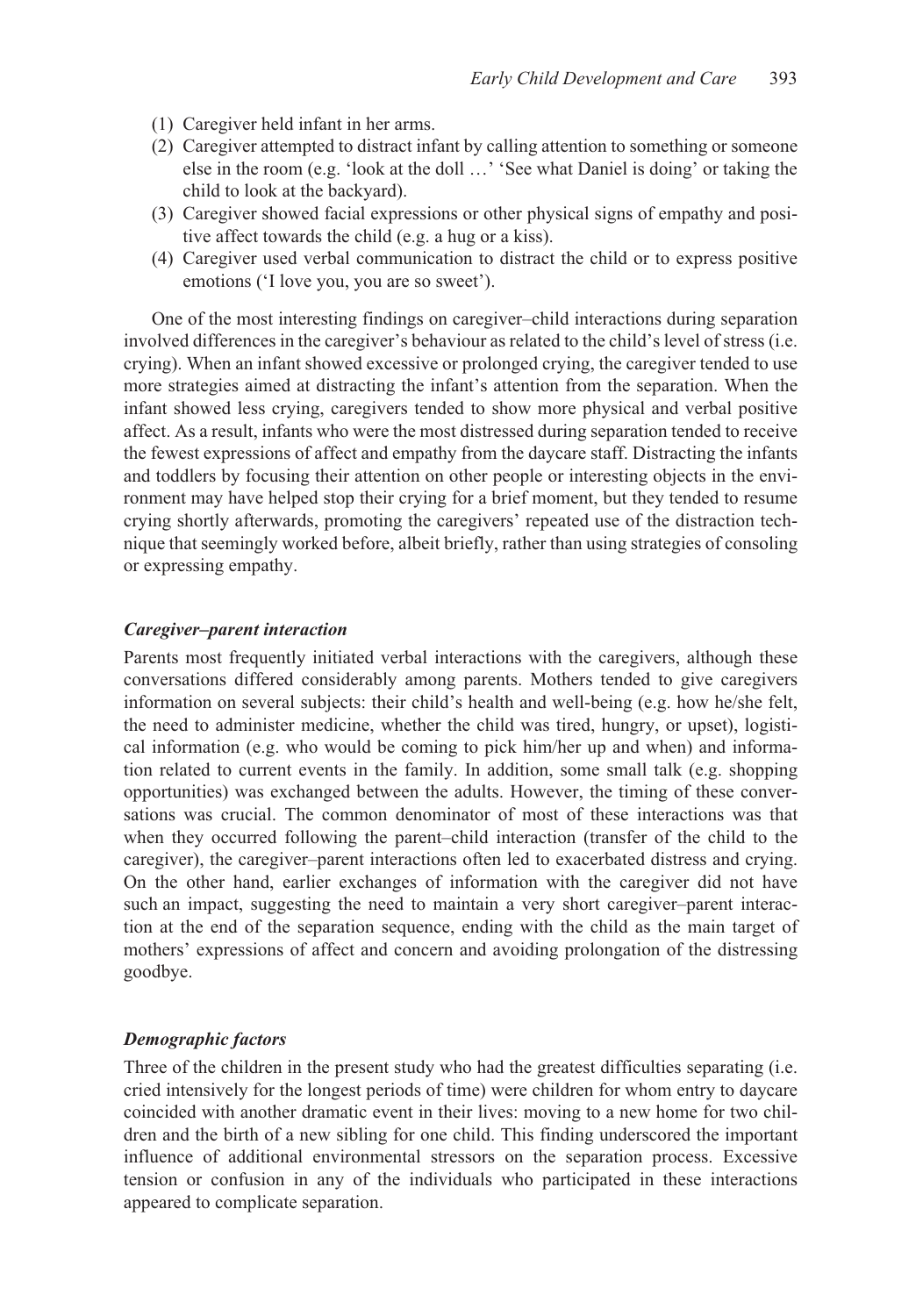(1) Caregiver held infant in her arms.
(2) Caregiver attempted to distract infant by calling attention to something or someone else in the room (e.g. 'look at the doll …' 'See what Daniel is doing' or taking the child to look at the backyard).
(3) Caregiver showed facial expressions or other physical signs of empathy and positive affect towards the child (e.g. a hug or a kiss).
(4) Caregiver used verbal communication to distract the child or to express positive emotions ('I love you, you are so sweet').

One of the most interesting findings on caregiver–child interactions during separation involved differences in the caregiver's behaviour as related to the child's level of stress (i.e. crying). When an infant showed excessive or prolonged crying, the caregiver tended to use more strategies aimed at distracting the infant's attention from the separation. When the infant showed less crying, caregivers tended to show more physical and verbal positive affect. As a result, infants who were the most distressed during separation tended to receive the fewest expressions of affect and empathy from the daycare staff. Distracting the infants and toddlers by focusing their attention on other people or interesting objects in the environment may have helped stop their crying for a brief moment, but they tended to resume crying shortly afterwards, promoting the caregivers' repeated use of the distraction technique that seemingly worked before, albeit briefly, rather than using strategies of consoling or expressing empathy.

### *Caregiver–parent interaction*

Parents most frequently initiated verbal interactions with the caregivers, although these conversations differed considerably among parents. Mothers tended to give caregivers information on several subjects: their child's health and well-being (e.g. how he/she felt, the need to administer medicine, whether the child was tired, hungry, or upset), logistical information (e.g. who would be coming to pick him/her up and when) and information related to current events in the family. In addition, some small talk (e.g. shopping opportunities) was exchanged between the adults. However, the timing of these conversations was crucial. The common denominator of most of these interactions was that when they occurred following the parent–child interaction (transfer of the child to the caregiver), the caregiver–parent interactions often led to exacerbated distress and crying. On the other hand, earlier exchanges of information with the caregiver did not have such an impact, suggesting the need to maintain a very short caregiver–parent interaction at the end of the separation sequence, ending with the child as the main target of mothers' expressions of affect and concern and avoiding prolongation of the distressing goodbye.

### *Demographic factors*

Three of the children in the present study who had the greatest difficulties separating (i.e. cried intensively for the longest periods of time) were children for whom entry to daycare coincided with another dramatic event in their lives: moving to a new home for two children and the birth of a new sibling for one child. This finding underscored the important influence of additional environmental stressors on the separation process. Excessive tension or confusion in any of the individuals who participated in these interactions appeared to complicate separation.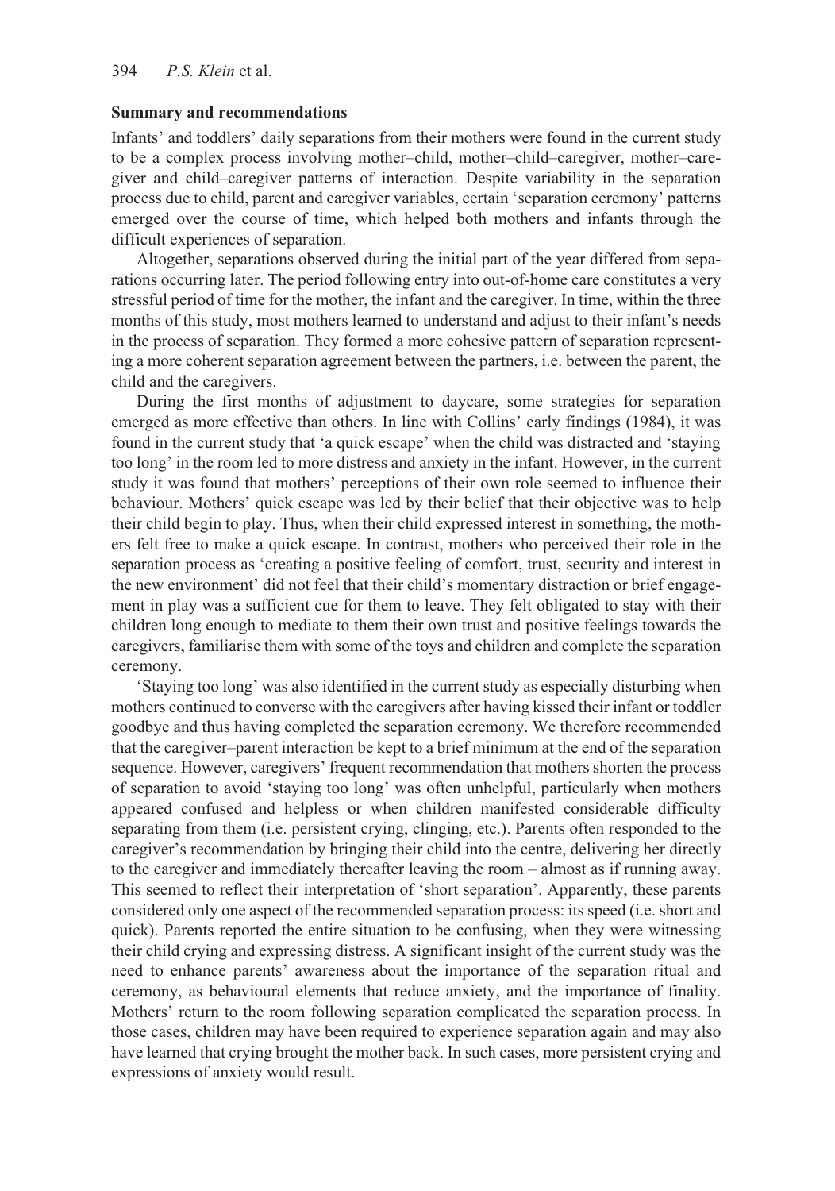## Summary and recommendations

Infants' and toddlers' daily separations from their mothers were found in the current study to be a complex process involving mother–child, mother–child–caregiver, mother–caregiver and child–caregiver patterns of interaction. Despite variability in the separation process due to child, parent and caregiver variables, certain 'separation ceremony' patterns emerged over the course of time, which helped both mothers and infants through the difficult experiences of separation.

Altogether, separations observed during the initial part of the year differed from separations occurring later. The period following entry into out-of-home care constitutes a very stressful period of time for the mother, the infant and the caregiver. In time, within the three months of this study, most mothers learned to understand and adjust to their infant's needs in the process of separation. They formed a more cohesive pattern of separation representing a more coherent separation agreement between the partners, i.e. between the parent, the child and the caregivers.

During the first months of adjustment to daycare, some strategies for separation emerged as more effective than others. In line with Collins' early findings (1984), it was found in the current study that 'a quick escape' when the child was distracted and 'staying too long' in the room led to more distress and anxiety in the infant. However, in the current study it was found that mothers' perceptions of their own role seemed to influence their behaviour. Mothers' quick escape was led by their belief that their objective was to help their child begin to play. Thus, when their child expressed interest in something, the mothers felt free to make a quick escape. In contrast, mothers who perceived their role in the separation process as 'creating a positive feeling of comfort, trust, security and interest in the new environment' did not feel that their child's momentary distraction or brief engagement in play was a sufficient cue for them to leave. They felt obligated to stay with their children long enough to mediate to them their own trust and positive feelings towards the caregivers, familiarise them with some of the toys and children and complete the separation ceremony.

'Staying too long' was also identified in the current study as especially disturbing when mothers continued to converse with the caregivers after having kissed their infant or toddler goodbye and thus having completed the separation ceremony. We therefore recommended that the caregiver–parent interaction be kept to a brief minimum at the end of the separation sequence. However, caregivers' frequent recommendation that mothers shorten the process of separation to avoid 'staying too long' was often unhelpful, particularly when mothers appeared confused and helpless or when children manifested considerable difficulty separating from them (i.e. persistent crying, clinging, etc.). Parents often responded to the caregiver's recommendation by bringing their child into the centre, delivering her directly to the caregiver and immediately thereafter leaving the room – almost as if running away. This seemed to reflect their interpretation of 'short separation'. Apparently, these parents considered only one aspect of the recommended separation process: its speed (i.e. short and quick). Parents reported the entire situation to be confusing, when they were witnessing their child crying and expressing distress. A significant insight of the current study was the need to enhance parents' awareness about the importance of the separation ritual and ceremony, as behavioural elements that reduce anxiety, and the importance of finality. Mothers' return to the room following separation complicated the separation process. In those cases, children may have been required to experience separation again and may also have learned that crying brought the mother back. In such cases, more persistent crying and expressions of anxiety would result.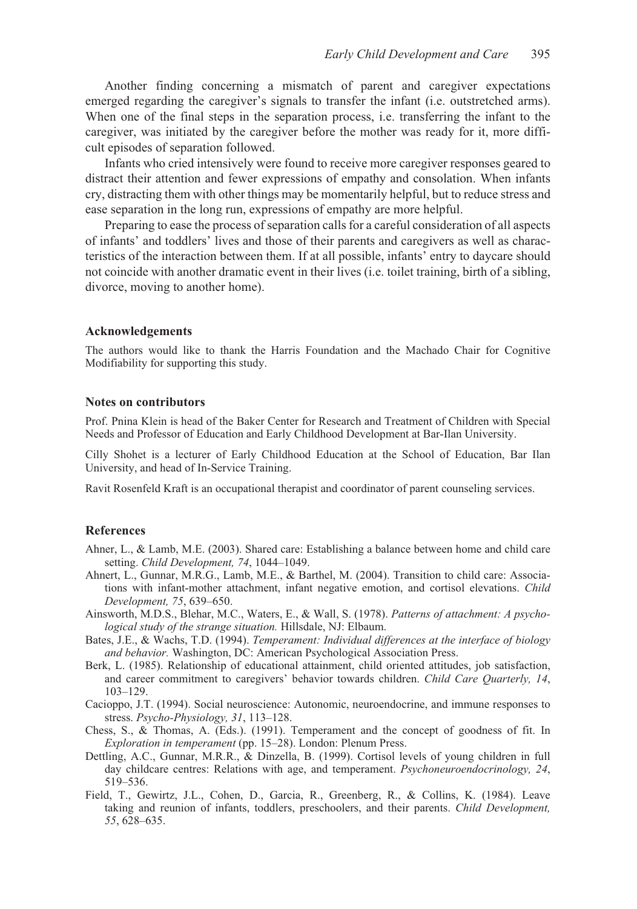Another finding concerning a mismatch of parent and caregiver expectations emerged regarding the caregiver's signals to transfer the infant (i.e. outstretched arms). When one of the final steps in the separation process, i.e. transferring the infant to the caregiver, was initiated by the caregiver before the mother was ready for it, more difficult episodes of separation followed.

Infants who cried intensively were found to receive more caregiver responses geared to distract their attention and fewer expressions of empathy and consolation. When infants cry, distracting them with other things may be momentarily helpful, but to reduce stress and ease separation in the long run, expressions of empathy are more helpful.

Preparing to ease the process of separation calls for a careful consideration of all aspects of infants' and toddlers' lives and those of their parents and caregivers as well as characteristics of the interaction between them. If at all possible, infants' entry to daycare should not coincide with another dramatic event in their lives (i.e. toilet training, birth of a sibling, divorce, moving to another home).

### Acknowledgements

The authors would like to thank the Harris Foundation and the Machado Chair for Cognitive Modifiability for supporting this study.

### Notes on contributors

Prof. Pnina Klein is head of the Baker Center for Research and Treatment of Children with Special Needs and Professor of Education and Early Childhood Development at Bar-Ilan University.

Cilly Shohet is a lecturer of Early Childhood Education at the School of Education, Bar Ilan University, and head of In-Service Training.

Ravit Rosenfeld Kraft is an occupational therapist and coordinator of parent counseling services.

### References

Ahner, L., & Lamb, M.E. (2003). Shared care: Establishing a balance between home and child care setting. *Child Development, 74*, 1044–1049.

Ahnert, L., Gunnar, M.R.G., Lamb, M.E., & Barthel, M. (2004). Transition to child care: Associations with infant-mother attachment, infant negative emotion, and cortisol elevations. *Child Development, 75*, 639–650.

Ainsworth, M.D.S., Blehar, M.C., Waters, E., & Wall, S. (1978). *Patterns of attachment: A psychological study of the strange situation.* Hillsdale, NJ: Elbaum.

Bates, J.E., & Wachs, T.D. (1994). *Temperament: Individual differences at the interface of biology and behavior.* Washington, DC: American Psychological Association Press.

Berk, L. (1985). Relationship of educational attainment, child oriented attitudes, job satisfaction, and career commitment to caregivers' behavior towards children. *Child Care Quarterly, 14*, 103–129.

Cacioppo, J.T. (1994). Social neuroscience: Autonomic, neuroendocrine, and immune responses to stress. *Psycho-Physiology, 31*, 113–128.

Chess, S., & Thomas, A. (Eds.). (1991). Temperament and the concept of goodness of fit. In *Exploration in temperament* (pp. 15–28). London: Plenum Press.

Dettling, A.C., Gunnar, M.R.R., & Dinzella, B. (1999). Cortisol levels of young children in full day childcare centres: Relations with age, and temperament. *Psychoneuroendocrinology, 24*, 519–536.

Field, T., Gewirtz, J.L., Cohen, D., Garcia, R., Greenberg, R., & Collins, K. (1984). Leave taking and reunion of infants, toddlers, preschoolers, and their parents. *Child Development, 55*, 628–635.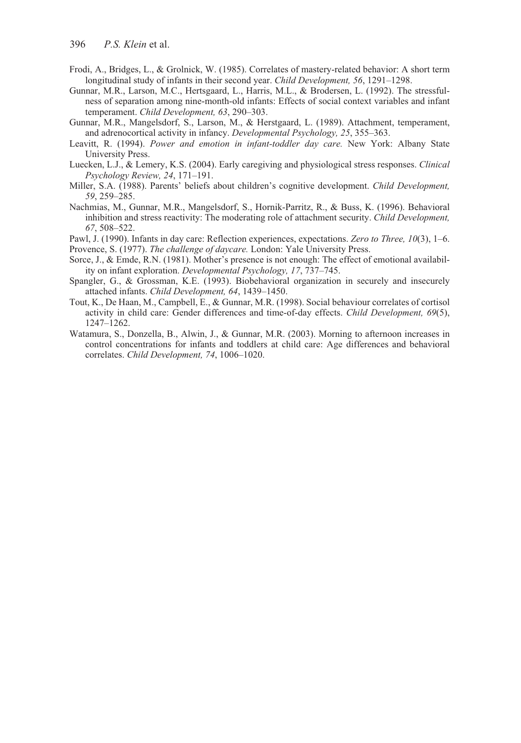Frodi, A., Bridges, L., & Grolnick, W. (1985). Correlates of mastery-related behavior: A short term longitudinal study of infants in their second year. *Child Development, 56*, 1291–1298.

Gunnar, M.R., Larson, M.C., Hertsgaard, L., Harris, M.L., & Brodersen, L. (1992). The stressfulness of separation among nine-month-old infants: Effects of social context variables and infant temperament. *Child Development, 63*, 290–303.

Gunnar, M.R., Mangelsdorf, S., Larson, M., & Herstgaard, L. (1989). Attachment, temperament, and adrenocortical activity in infancy. *Developmental Psychology, 25*, 355–363.

Leavitt, R. (1994). *Power and emotion in infant-toddler day care.* New York: Albany State University Press.

Luecken, L.J., & Lemery, K.S. (2004). Early caregiving and physiological stress responses. *Clinical Psychology Review, 24*, 171–191.

Miller, S.A. (1988). Parents' beliefs about children's cognitive development. *Child Development, 59*, 259–285.

Nachmias, M., Gunnar, M.R., Mangelsdorf, S., Hornik-Parritz, R., & Buss, K. (1996). Behavioral inhibition and stress reactivity: The moderating role of attachment security. *Child Development, 67*, 508–522.

Pawl, J. (1990). Infants in day care: Reflection experiences, expectations. *Zero to Three, 10*(3), 1–6.

Provence, S. (1977). *The challenge of daycare.* London: Yale University Press.

Sorce, J., & Emde, R.N. (1981). Mother's presence is not enough: The effect of emotional availability on infant exploration. *Developmental Psychology, 17*, 737–745.

Spangler, G., & Grossman, K.E. (1993). Biobehavioral organization in securely and insecurely attached infants. *Child Development, 64*, 1439–1450.

Tout, K., De Haan, M., Campbell, E., & Gunnar, M.R. (1998). Social behaviour correlates of cortisol activity in child care: Gender differences and time-of-day effects. *Child Development, 69*(5), 1247–1262.

Watamura, S., Donzella, B., Alwin, J., & Gunnar, M.R. (2003). Morning to afternoon increases in control concentrations for infants and toddlers at child care: Age differences and behavioral correlates. *Child Development, 74*, 1006–1020.